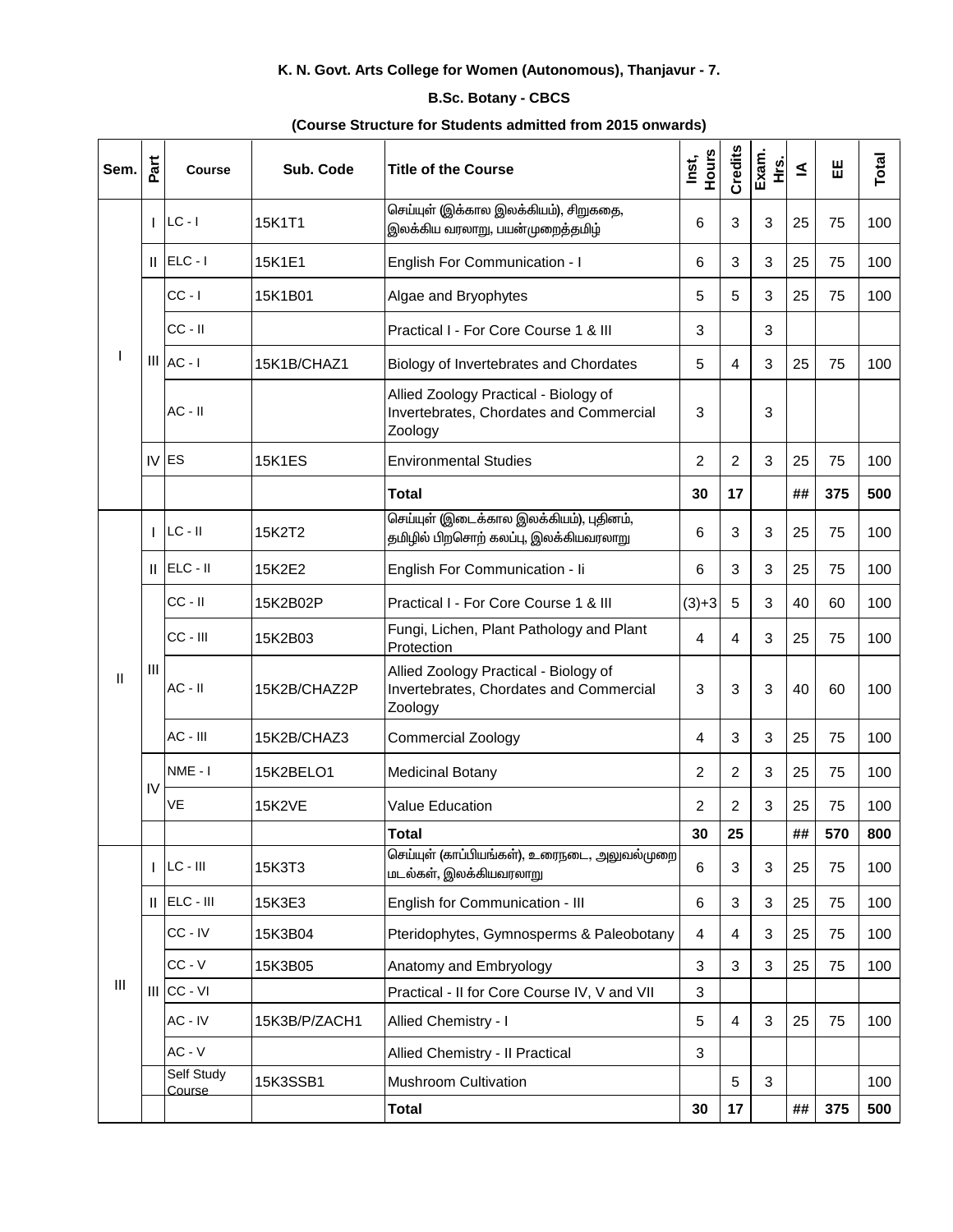**K. N. Govt. Arts College for Women (Autonomous), Thanjavur - 7.**

**B.Sc. Botany - CBCS**

**(Course Structure for Students admitted from 2015 onwards)**

| Sem. | Part | Course | Sub. Code | Title of the Course | Inst, Hours | Credits | Exam. Hrs. | IA | EE | Total |
|---|---|---|---|---|---|---|---|---|---|---|
| I | I | LC - I | 15K1T1 | செய்யுள் (இக்கால இலக்கியம்), சிறுகதை, இலக்கிய வரலாறு, பயன்முறைத்தமிழ் | 6 | 3 | 3 | 25 | 75 | 100 |
| | II | ELC - I | 15K1E1 | English For Communication - I | 6 | 3 | 3 | 25 | 75 | 100 |
| | III | CC - I | 15K1B01 | Algae and Bryophytes | 5 | 5 | 3 | 25 | 75 | 100 |
| | | CC - II | | Practical I - For Core Course 1 & III | 3 | | 3 | | | |
| | | AC - I | 15K1B/CHAZ1 | Biology of Invertebrates and Chordates | 5 | 4 | 3 | 25 | 75 | 100 |
| | | AC - II | | Allied Zoology Practical - Biology of Invertebrates, Chordates and Commercial Zoology | 3 | | 3 | | | |
| | IV | ES | 15K1ES | Environmental Studies | 2 | 2 | 3 | 25 | 75 | 100 |
| | | | | **Total** | **30** | **17** | | **##** | **375** | **500** |
| II | I | LC - II | 15K2T2 | செய்யுள் (இடைக்கால இலக்கியம்), புதினம், தமிழில் பிறசொற் கலப்பு, இலக்கியவரலாறு | 6 | 3 | 3 | 25 | 75 | 100 |
| | II | ELC - II | 15K2E2 | English For Communication - Ii | 6 | 3 | 3 | 25 | 75 | 100 |
| | III | CC - II | 15K2B02P | Practical I - For Core Course 1 & III | (3)+3 | 5 | 3 | 40 | 60 | 100 |
| | | CC - III | 15K2B03 | Fungi, Lichen, Plant Pathology and Plant Protection | 4 | 4 | 3 | 25 | 75 | 100 |
| | | AC - II | 15K2B/CHAZ2P | Allied Zoology Practical - Biology of Invertebrates, Chordates and Commercial Zoology | 3 | 3 | 3 | 40 | 60 | 100 |
| | | AC - III | 15K2B/CHAZ3 | Commercial Zoology | 4 | 3 | 3 | 25 | 75 | 100 |
| | IV | NME - I | 15K2BELO1 | Medicinal Botany | 2 | 2 | 3 | 25 | 75 | 100 |
| | | VE | 15K2VE | Value Education | 2 | 2 | 3 | 25 | 75 | 100 |
| | | | | **Total** | **30** | **25** | | **##** | **570** | **800** |
| III | I | LC - III | 15K3T3 | செய்யுள் (காப்பியங்கள்), உரைநடை, அலுவல்முறை மடல்கள், இலக்கியவரலாறு | 6 | 3 | 3 | 25 | 75 | 100 |
| | II | ELC - III | 15K3E3 | English for Communication - III | 6 | 3 | 3 | 25 | 75 | 100 |
| | III | CC - IV | 15K3B04 | Pteridophytes, Gymnosperms & Paleobotany | 4 | 4 | 3 | 25 | 75 | 100 |
| | | CC - V | 15K3B05 | Anatomy and Embryology | 3 | 3 | 3 | 25 | 75 | 100 |
| | | CC - VI | | Practical - II for Core Course IV, V and VII | 3 | | | | | |
| | | AC - IV | 15K3B/P/ZACH1 | Allied Chemistry - I | 5 | 4 | 3 | 25 | 75 | 100 |
| | | AC - V | | Allied Chemistry - II Practical | 3 | | | | | |
| | | Self Study Course | 15K3SSB1 | Mushroom Cultivation | | 5 | 3 | | | 100 |
| | | | | **Total** | **30** | **17** | | **##** | **375** | **500** |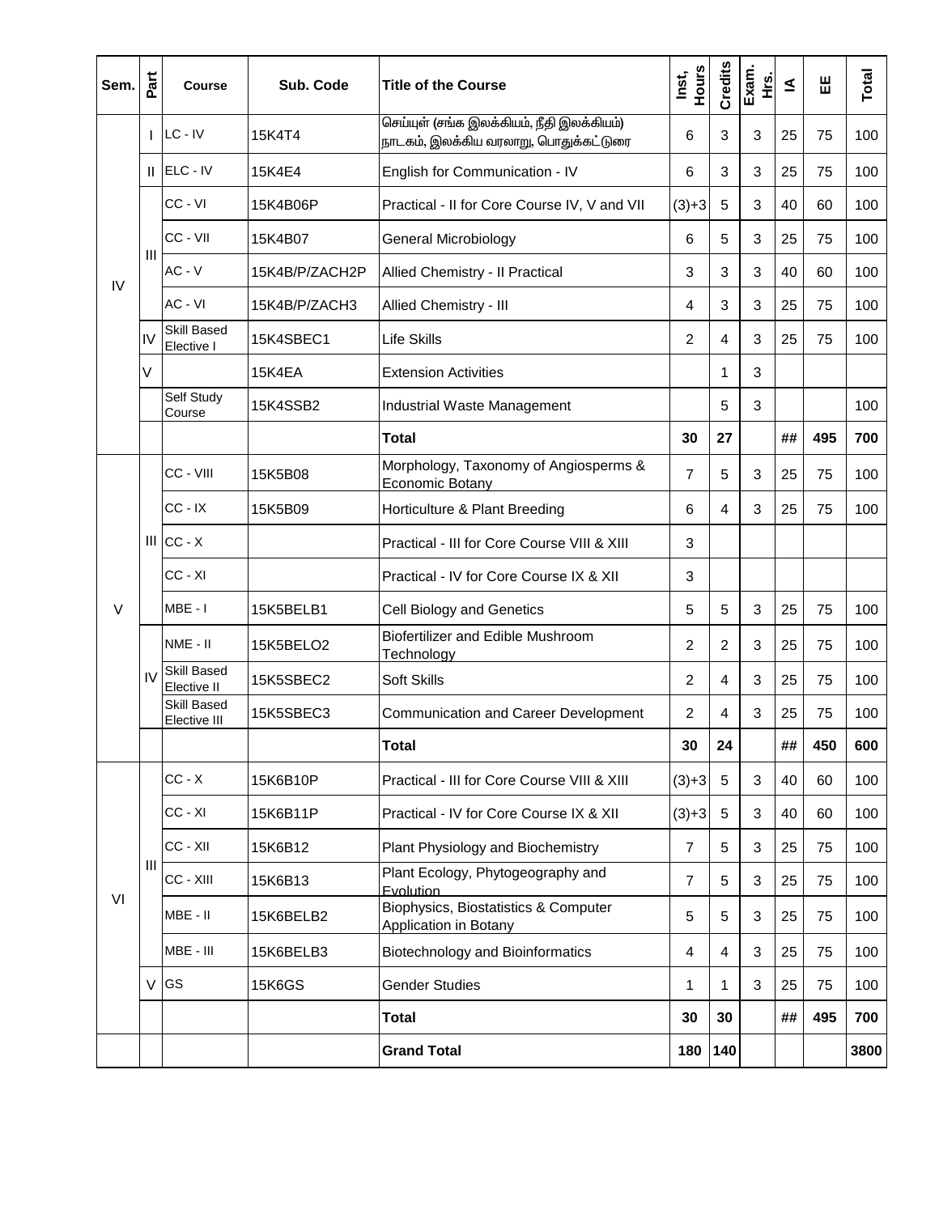| Sem. | Part | Course | Sub. Code | Title of the Course | Inst, Hours | Credits | Exam. Hrs. | IA | EE | Total |
|---|---|---|---|---|---|---|---|---|---|---|
| IV | I | LC - IV | 15K4T4 | செய்யுள் (சங்க இலக்கியம், நீதி இலக்கியம்) நாடகம், இலக்கிய வரலாறு, பொதுக்கட்டுரை | 6 | 3 | 3 | 25 | 75 | 100 |
| | II | ELC - IV | 15K4E4 | English for Communication - IV | 6 | 3 | 3 | 25 | 75 | 100 |
| | III | CC - VI | 15K4B06P | Practical - II for Core Course IV, V and VII | (3)+3 | 5 | 3 | 40 | 60 | 100 |
| | | CC - VII | 15K4B07 | General Microbiology | 6 | 5 | 3 | 25 | 75 | 100 |
| | | AC - V | 15K4B/P/ZACH2P | Allied Chemistry - II Practical | 3 | 3 | 3 | 40 | 60 | 100 |
| | | AC - VI | 15K4B/P/ZACH3 | Allied Chemistry - III | 4 | 3 | 3 | 25 | 75 | 100 |
| | IV | Skill Based Elective I | 15K4SBEC1 | Life Skills | 2 | 4 | 3 | 25 | 75 | 100 |
| | V | | 15K4EA | Extension Activities | | 1 | 3 | | | |
| | | Self Study Course | 15K4SSB2 | Industrial Waste Management | | 5 | 3 | | | 100 |
| | | | | **Total** | **30** | **27** | | **##** | **495** | **700** |
| V | III | CC - VIII | 15K5B08 | Morphology, Taxonomy of Angiosperms & Economic Botany | 7 | 5 | 3 | 25 | 75 | 100 |
| | | CC - IX | 15K5B09 | Horticulture & Plant Breeding | 6 | 4 | 3 | 25 | 75 | 100 |
| | | CC - X | | Practical - III for Core Course VIII & XIII | 3 | | | | | |
| | | CC - XI | | Practical - IV for Core Course IX & XII | 3 | | | | | |
| | | MBE - I | 15K5BELB1 | Cell Biology and Genetics | 5 | 5 | 3 | 25 | 75 | 100 |
| | IV | NME - II | 15K5BELO2 | Biofertilizer and Edible Mushroom Technology | 2 | 2 | 3 | 25 | 75 | 100 |
| | | Skill Based Elective II | 15K5SBEC2 | Soft Skills | 2 | 4 | 3 | 25 | 75 | 100 |
| | | Skill Based Elective III | 15K5SBEC3 | Communication and Career Development | 2 | 4 | 3 | 25 | 75 | 100 |
| | | | | **Total** | **30** | **24** | | **##** | **450** | **600** |
| VI | III | CC - X | 15K6B10P | Practical - III for Core Course VIII & XIII | (3)+3 | 5 | 3 | 40 | 60 | 100 |
| | | CC - XI | 15K6B11P | Practical - IV for Core Course IX & XII | (3)+3 | 5 | 3 | 40 | 60 | 100 |
| | | CC - XII | 15K6B12 | Plant Physiology and Biochemistry | 7 | 5 | 3 | 25 | 75 | 100 |
| | | CC - XIII | 15K6B13 | Plant Ecology, Phytogeography and Evolution | 7 | 5 | 3 | 25 | 75 | 100 |
| | | MBE - II | 15K6BELB2 | Biophysics, Biostatistics & Computer Application in Botany | 5 | 5 | 3 | 25 | 75 | 100 |
| | | MBE - III | 15K6BELB3 | Biotechnology and Bioinformatics | 4 | 4 | 3 | 25 | 75 | 100 |
| | V | GS | 15K6GS | Gender Studies | 1 | 1 | 3 | 25 | 75 | 100 |
| | | | | **Total** | **30** | **30** | | **##** | **495** | **700** |
| | | | | **Grand Total** | **180** | **140** | | | | **3800** |